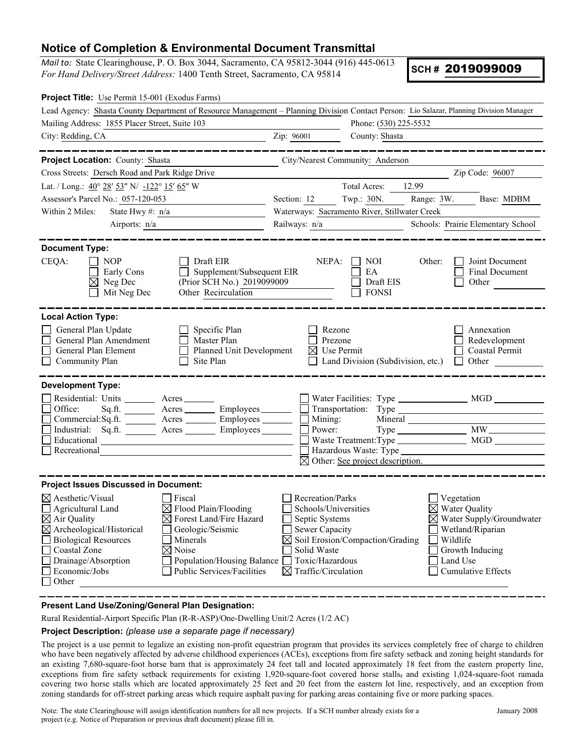## Notice of Completion & Environmental Document Transmittal

*Mail to:* State Clearinghouse, P. O. Box 3044, Sacramento, CA 95812-3044 (916) 445-0613
*For Hand Delivery/Street Address:* 1400 Tenth Street, Sacramento, CA 95814

**SCH # 2019099009**

**Project Title:** Use Permit 15-001 (Exodus Farms)

Lead Agency: Shasta County Department of Resource Management – Planning Division Contact Person: Lio Salazar, Planning Division Manager

Mailing Address: 1855 Placer Street, Suite 103 Phone: (530) 225-5532

City: Redding, CA Zip: 96001 County: Shasta

---

**Project Location:** County: Shasta City/Nearest Community: Anderson

Cross Streets: Dersch Road and Park Ridge Drive Zip Code: 96007

Lat. / Long.: 40° 28′ 53″ N/ -122° 15′ 65″ W Total Acres: 12.99

Assessor's Parcel No.: 057-120-053 Section: 12 Twp.: 30N. Range: 3W. Base: MDBM

Within 2 Miles: State Hwy #: n/a Waterways: Sacramento River, Stillwater Creek

Airports: n/a Railways: n/a Schools: Prairie Elementary School

---

**Document Type:**

CEQA:
- ☐ NOP
- ☐ Early Cons
- ☒ Neg Dec
- ☐ Mit Neg Dec
- ☐ Draft EIR
- ☐ Supplement/Subsequent EIR (Prior SCH No.) 2019099009
- Other Recirculation

NEPA:
- ☐ NOI
- ☐ EA
- ☐ Draft EIS
- ☐ FONSI

Other:
- ☐ Joint Document
- ☐ Final Document
- ☐ Other

---

**Local Action Type:**

- ☐ General Plan Update
- ☐ General Plan Amendment
- ☐ General Plan Element
- ☐ Community Plan
- ☐ Specific Plan
- ☐ Master Plan
- ☐ Planned Unit Development
- ☐ Site Plan
- ☐ Rezone
- ☐ Prezone
- ☒ Use Permit
- ☐ Land Division (Subdivision, etc.)
- ☐ Annexation
- ☐ Redevelopment
- ☐ Coastal Permit
- ☐ Other

---

**Development Type:**

- ☐ Residential: Units ____ Acres ____
- ☐ Office: Sq.ft. ____ Acres ____ Employees ____
- ☐ Commercial: Sq.ft. ____ Acres ____ Employees ____
- ☐ Industrial: Sq.ft. ____ Acres ____ Employees ____
- ☐ Educational
- ☐ Recreational
- ☐ Water Facilities: Type ____ MGD ____
- ☐ Transportation: Type ____
- ☐ Mining: Mineral ____
- ☐ Power: Type ____ MW ____
- ☐ Waste Treatment: Type ____ MGD ____
- ☐ Hazardous Waste: Type ____
- ☒ Other: See project description.

---

**Project Issues Discussed in Document:**

- ☒ Aesthetic/Visual
- ☐ Agricultural Land
- ☒ Air Quality
- ☒ Archeological/Historical
- ☐ Biological Resources
- ☐ Coastal Zone
- ☐ Drainage/Absorption
- ☐ Economic/Jobs
- ☐ Fiscal
- ☒ Flood Plain/Flooding
- ☒ Forest Land/Fire Hazard
- ☐ Geologic/Seismic
- ☐ Minerals
- ☒ Noise
- ☐ Population/Housing Balance
- ☐ Public Services/Facilities
- ☐ Recreation/Parks
- ☐ Schools/Universities
- ☐ Septic Systems
- ☐ Sewer Capacity
- ☒ Soil Erosion/Compaction/Grading
- ☐ Solid Waste
- ☐ Toxic/Hazardous
- ☒ Traffic/Circulation
- ☐ Vegetation
- ☒ Water Quality
- ☒ Water Supply/Groundwater
- ☐ Wetland/Riparian
- ☐ Wildlife
- ☐ Growth Inducing
- ☐ Land Use
- ☐ Cumulative Effects
- ☐ Other

---

**Present Land Use/Zoning/General Plan Designation:**

Rural Residential-Airport Specific Plan (R-R-ASP)/One-Dwelling Unit/2 Acres (1/2 AC)

**Project Description:** *(please use a separate page if necessary)*

The project is a use permit to legalize an existing non-profit equestrian program that provides its services completely free of charge to children who have been negatively affected by adverse childhood experiences (ACEs), exceptions from fire safety setback and zoning height standards for an existing 7,680-square-foot horse barn that is approximately 24 feet tall and located approximately 18 feet from the eastern property line, exceptions from fire safety setback requirements for existing 1,920-square-foot covered horse stalls, and existing 1,024-square-foot ramada covering two horse stalls which are located approximately 25 feet and 20 feet from the eastern lot line, respectively, and an exception from zoning standards for off-street parking areas which require asphalt paving for parking areas containing five or more parking spaces.

Note: The state Clearinghouse will assign identification numbers for all new projects. If a SCH number already exists for a project (e.g. Notice of Preparation or previous draft document) please fill in.

January 2008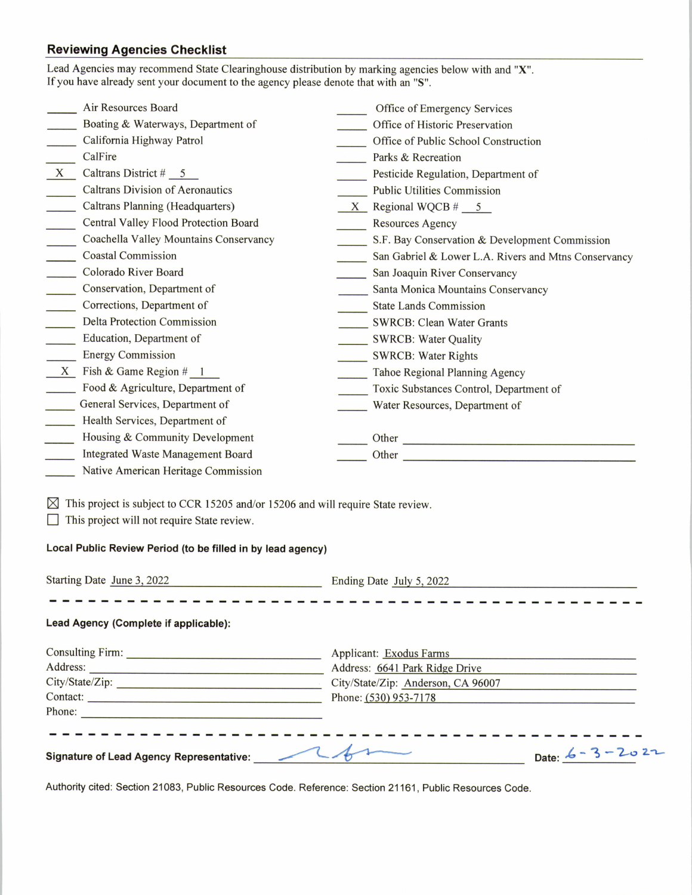## Reviewing Agencies Checklist

Lead Agencies may recommend State Clearinghouse distribution by marking agencies below with and "**X**".
If you have already sent your document to the agency please denote that with an "**S**".

| | | | |
|---|---|---|---|
| _____ | Air Resources Board | _____ | Office of Emergency Services |
| _____ | Boating & Waterways, Department of | _____ | Office of Historic Preservation |
| _____ | California Highway Patrol | _____ | Office of Public School Construction |
| _____ | CalFire | _____ | Parks & Recreation |
| X | Caltrans District # 5 | _____ | Pesticide Regulation, Department of |
| _____ | Caltrans Division of Aeronautics | _____ | Public Utilities Commission |
| _____ | Caltrans Planning (Headquarters) | X | Regional WQCB # 5 |
| _____ | Central Valley Flood Protection Board | _____ | Resources Agency |
| _____ | Coachella Valley Mountains Conservancy | _____ | S.F. Bay Conservation & Development Commission |
| _____ | Coastal Commission | _____ | San Gabriel & Lower L.A. Rivers and Mtns Conservancy |
| _____ | Colorado River Board | _____ | San Joaquin River Conservancy |
| _____ | Conservation, Department of | _____ | Santa Monica Mountains Conservancy |
| _____ | Corrections, Department of | _____ | State Lands Commission |
| _____ | Delta Protection Commission | _____ | SWRCB: Clean Water Grants |
| _____ | Education, Department of | _____ | SWRCB: Water Quality |
| _____ | Energy Commission | _____ | SWRCB: Water Rights |
| X | Fish & Game Region # 1 | _____ | Tahoe Regional Planning Agency |
| _____ | Food & Agriculture, Department of | _____ | Toxic Substances Control, Department of |
| _____ | General Services, Department of | _____ | Water Resources, Department of |
| _____ | Health Services, Department of | | |
| _____ | Housing & Community Development | _____ | Other ____________ |
| _____ | Integrated Waste Management Board | _____ | Other ____________ |
| _____ | Native American Heritage Commission | | |

☒ This project is subject to CCR 15205 and/or 15206 and will require State review.

☐ This project will not require State review.

**Local Public Review Period (to be filled in by lead agency)**

Starting Date June 3, 2022 Ending Date July 5, 2022

- - - - - - - - - - - - - - - - - - - - - - - - - - - - - - - - - - - - - - - -

**Lead Agency (Complete if applicable):**

| | |
|---|---|
| Consulting Firm: | Applicant: Exodus Farms |
| Address: | Address: 6641 Park Ridge Drive |
| City/State/Zip: | City/State/Zip: Anderson, CA 96007 |
| Contact: | Phone: (530) 953-7178 |
| Phone: | |

- - - - - - - - - - - - - - - - - - - - - - - - - - - - - - - - - - - - - - - -

**Signature of Lead Agency Representative:** [signature] **Date:** 6-3-2022

Authority cited: Section 21083, Public Resources Code. Reference: Section 21161, Public Resources Code.